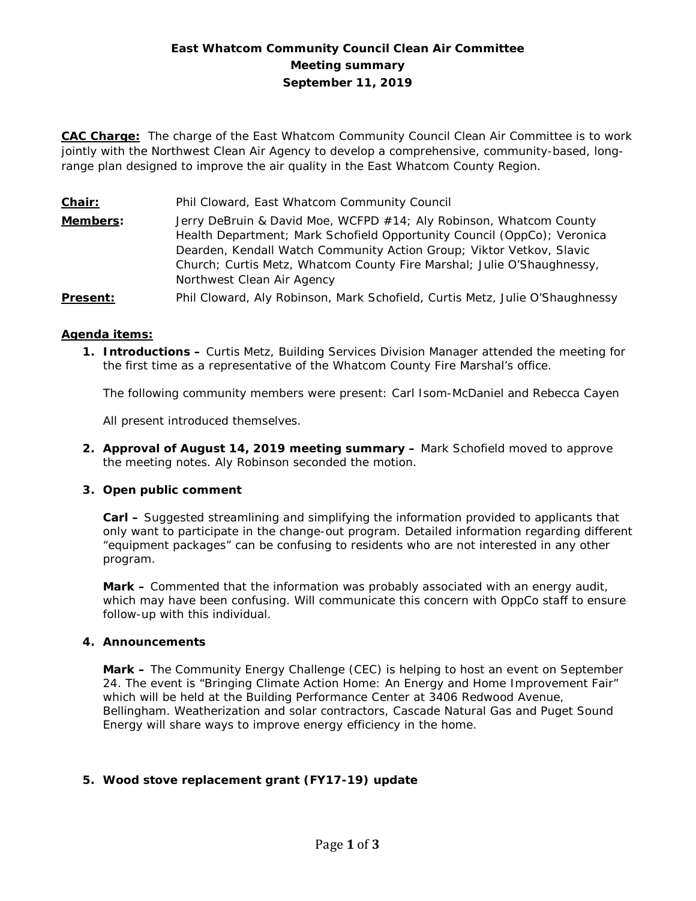**East Whatcom Community Council Clean Air Committee**
**Meeting summary**
**September 11, 2019**

**CAC Charge:** The charge of the East Whatcom Community Council Clean Air Committee is to work jointly with the Northwest Clean Air Agency to develop a comprehensive, community-based, long-range plan designed to improve the air quality in the East Whatcom County Region.

**Chair:** Phil Cloward, East Whatcom Community Council

**Members:** Jerry DeBruin & David Moe, WCFPD #14; Aly Robinson, Whatcom County Health Department; Mark Schofield Opportunity Council (OppCo); Veronica Dearden, Kendall Watch Community Action Group; Viktor Vetkov, Slavic Church; Curtis Metz, Whatcom County Fire Marshal; Julie O'Shaughnessy, Northwest Clean Air Agency

**Present:** Phil Cloward, Aly Robinson, Mark Schofield, Curtis Metz, Julie O'Shaughnessy

**Agenda items:**

1. **Introductions –** Curtis Metz, Building Services Division Manager attended the meeting for the first time as a representative of the Whatcom County Fire Marshal's office.

   The following community members were present: Carl Isom-McDaniel and Rebecca Cayen

   All present introduced themselves.

2. **Approval of August 14, 2019 meeting summary –** Mark Schofield moved to approve the meeting notes. Aly Robinson seconded the motion.

3. **Open public comment**

   **Carl –** Suggested streamlining and simplifying the information provided to applicants that only want to participate in the change-out program. Detailed information regarding different "equipment packages" can be confusing to residents who are not interested in any other program.

   **Mark –** Commented that the information was probably associated with an energy audit, which may have been confusing. Will communicate this concern with OppCo staff to ensure follow-up with this individual.

4. **Announcements**

   **Mark –** The Community Energy Challenge (CEC) is helping to host an event on September 24. The event is "Bringing Climate Action Home: An Energy and Home Improvement Fair" which will be held at the Building Performance Center at 3406 Redwood Avenue, Bellingham. Weatherization and solar contractors, Cascade Natural Gas and Puget Sound Energy will share ways to improve energy efficiency in the home.

5. **Wood stove replacement grant (FY17-19) update**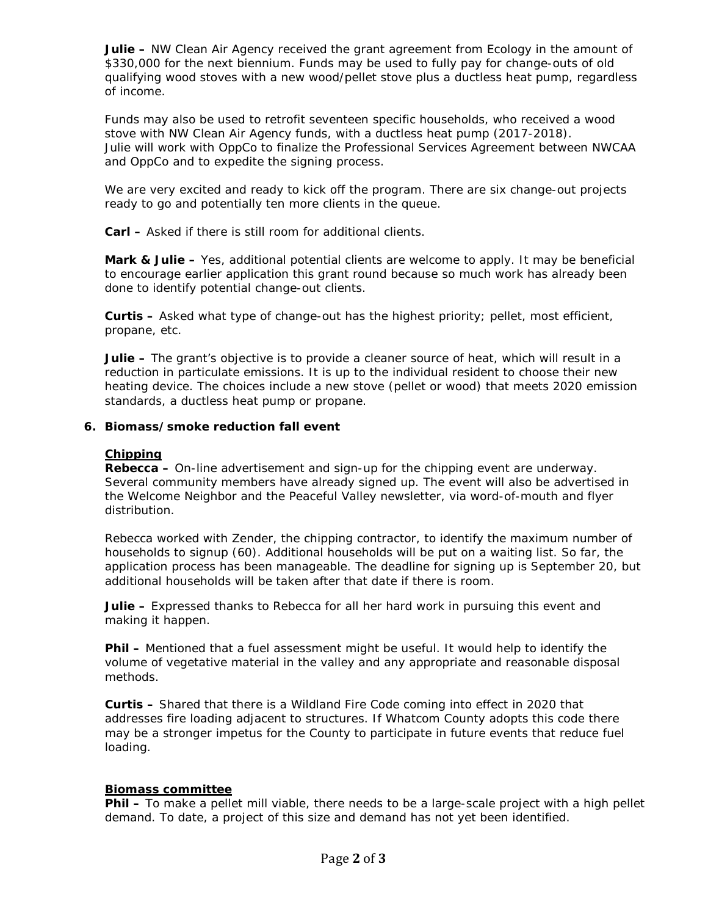**Julie –** NW Clean Air Agency received the grant agreement from Ecology in the amount of $330,000 for the next biennium. Funds may be used to fully pay for change-outs of old qualifying wood stoves with a new wood/pellet stove plus a ductless heat pump, regardless of income.

Funds may also be used to retrofit seventeen specific households, who received a wood stove with NW Clean Air Agency funds, with a ductless heat pump (2017-2018). Julie will work with OppCo to finalize the Professional Services Agreement between NWCAA and OppCo and to expedite the signing process.

We are very excited and ready to kick off the program. There are six change-out projects ready to go and potentially ten more clients in the queue.

**Carl –** Asked if there is still room for additional clients.

**Mark & Julie –** Yes, additional potential clients are welcome to apply. It may be beneficial to encourage earlier application this grant round because so much work has already been done to identify potential change-out clients.

**Curtis –** Asked what type of change-out has the highest priority; pellet, most efficient, propane, etc.

**Julie –** The grant's objective is to provide a cleaner source of heat, which will result in a reduction in particulate emissions. It is up to the individual resident to choose their new heating device. The choices include a new stove (pellet or wood) that meets 2020 emission standards, a ductless heat pump or propane.

**6. Biomass/smoke reduction fall event**

**Chipping**

**Rebecca –** On-line advertisement and sign-up for the chipping event are underway. Several community members have already signed up. The event will also be advertised in the Welcome Neighbor and the Peaceful Valley newsletter, via word-of-mouth and flyer distribution.

Rebecca worked with Zender, the chipping contractor, to identify the maximum number of households to signup (60). Additional households will be put on a waiting list. So far, the application process has been manageable. The deadline for signing up is September 20, but additional households will be taken after that date if there is room.

**Julie –** Expressed thanks to Rebecca for all her hard work in pursuing this event and making it happen.

**Phil –** Mentioned that a fuel assessment might be useful. It would help to identify the volume of vegetative material in the valley and any appropriate and reasonable disposal methods.

**Curtis –** Shared that there is a Wildland Fire Code coming into effect in 2020 that addresses fire loading adjacent to structures. If Whatcom County adopts this code there may be a stronger impetus for the County to participate in future events that reduce fuel loading.

**Biomass committee**

**Phil –** To make a pellet mill viable, there needs to be a large-scale project with a high pellet demand. To date, a project of this size and demand has not yet been identified.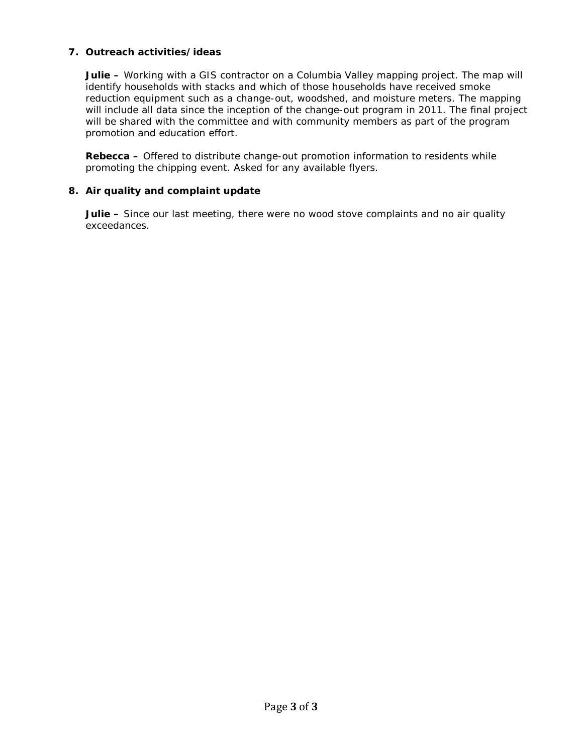7. **Outreach activities/ideas**

   **Julie –** Working with a GIS contractor on a Columbia Valley mapping project. The map will identify households with stacks and which of those households have received smoke reduction equipment such as a change-out, woodshed, and moisture meters. The mapping will include all data since the inception of the change-out program in 2011. The final project will be shared with the committee and with community members as part of the program promotion and education effort.

   **Rebecca –** Offered to distribute change-out promotion information to residents while promoting the chipping event. Asked for any available flyers.

8. **Air quality and complaint update**

   **Julie –** Since our last meeting, there were no wood stove complaints and no air quality exceedances.